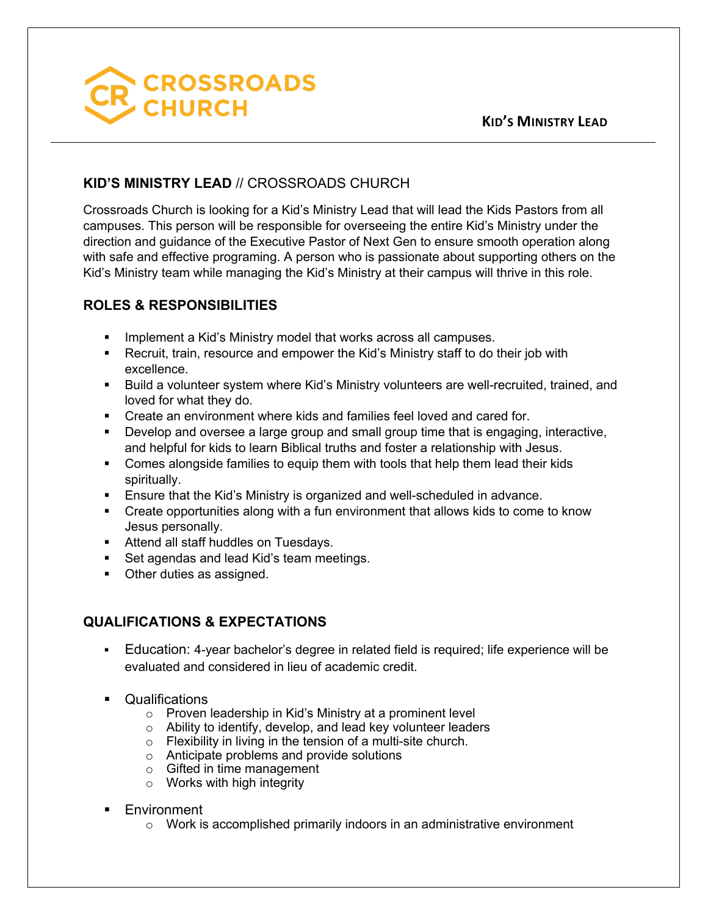# CROSSROADS CHURCH

**KID'S MINISTRY LEAD**

## **KID'S MINISTRY LEAD** // CROSSROADS CHURCH

Crossroads Church is looking for a Kid's Ministry Lead that will lead the Kids Pastors from all campuses. This person will be responsible for overseeing the entire Kid's Ministry under the direction and guidance of the Executive Pastor of Next Gen to ensure smooth operation along with safe and effective programing. A person who is passionate about supporting others on the Kid's Ministry team while managing the Kid's Ministry at their campus will thrive in this role.

## ROLES & RESPONSIBILITIES

- Implement a Kid's Ministry model that works across all campuses.
- Recruit, train, resource and empower the Kid's Ministry staff to do their job with excellence.
- Build a volunteer system where Kid's Ministry volunteers are well-recruited, trained, and loved for what they do.
- Create an environment where kids and families feel loved and cared for.
- Develop and oversee a large group and small group time that is engaging, interactive, and helpful for kids to learn Biblical truths and foster a relationship with Jesus.
- Comes alongside families to equip them with tools that help them lead their kids spiritually.
- Ensure that the Kid's Ministry is organized and well-scheduled in advance.
- Create opportunities along with a fun environment that allows kids to come to know Jesus personally.
- Attend all staff huddles on Tuesdays.
- Set agendas and lead Kid's team meetings.
- Other duties as assigned.

## QUALIFICATIONS & EXPECTATIONS

- Education: 4-year bachelor's degree in related field is required; life experience will be evaluated and considered in lieu of academic credit.

- Qualifications
  - Proven leadership in Kid's Ministry at a prominent level
  - Ability to identify, develop, and lead key volunteer leaders
  - Flexibility in living in the tension of a multi-site church.
  - Anticipate problems and provide solutions
  - Gifted in time management
  - Works with high integrity

- Environment
  - Work is accomplished primarily indoors in an administrative environment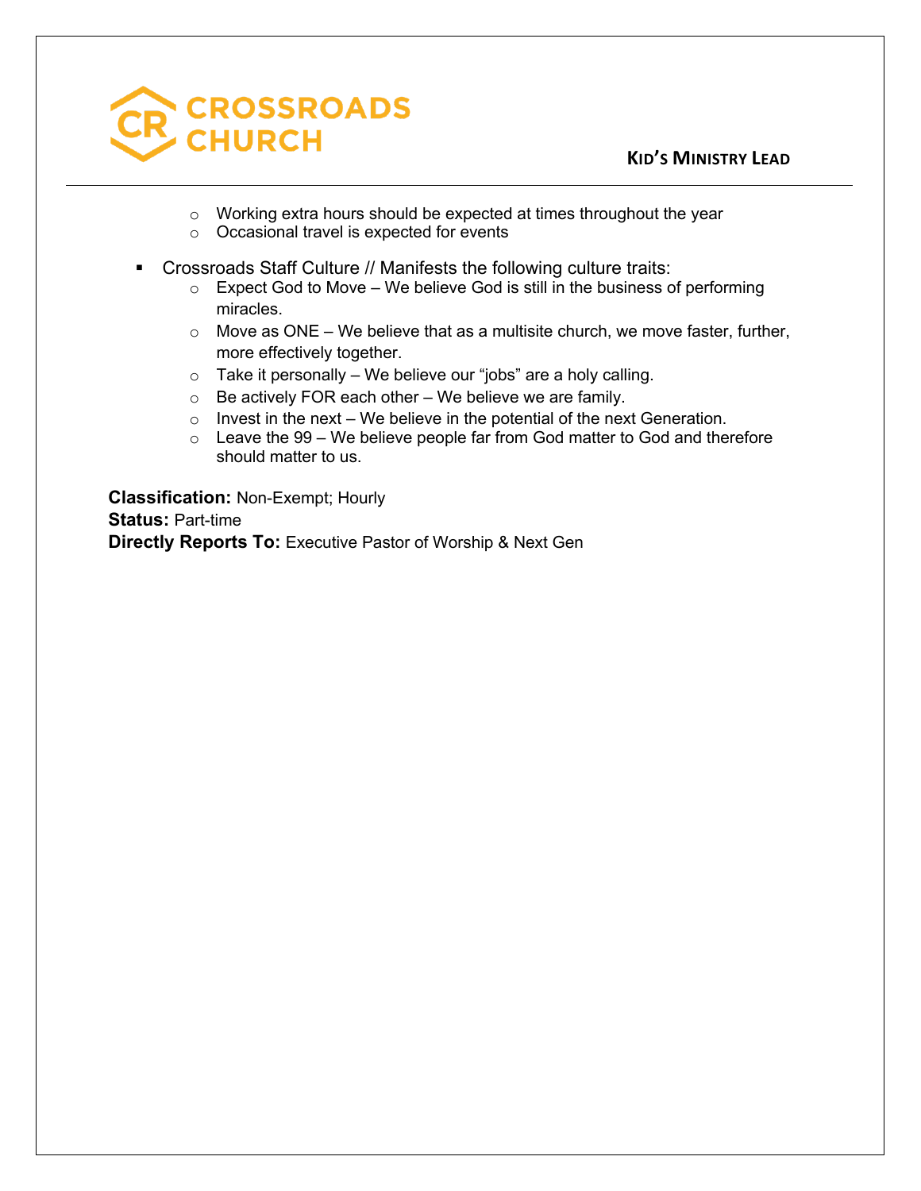- Working extra hours should be expected at times throughout the year
- Occasional travel is expected for events

- Crossroads Staff Culture // Manifests the following culture traits:
  - Expect God to Move – We believe God is still in the business of performing miracles.
  - Move as ONE – We believe that as a multisite church, we move faster, further, more effectively together.
  - Take it personally – We believe our "jobs" are a holy calling.
  - Be actively FOR each other – We believe we are family.
  - Invest in the next – We believe in the potential of the next Generation.
  - Leave the 99 – We believe people far from God matter to God and therefore should matter to us.

**Classification:** Non-Exempt; Hourly
**Status:** Part-time
**Directly Reports To:** Executive Pastor of Worship & Next Gen